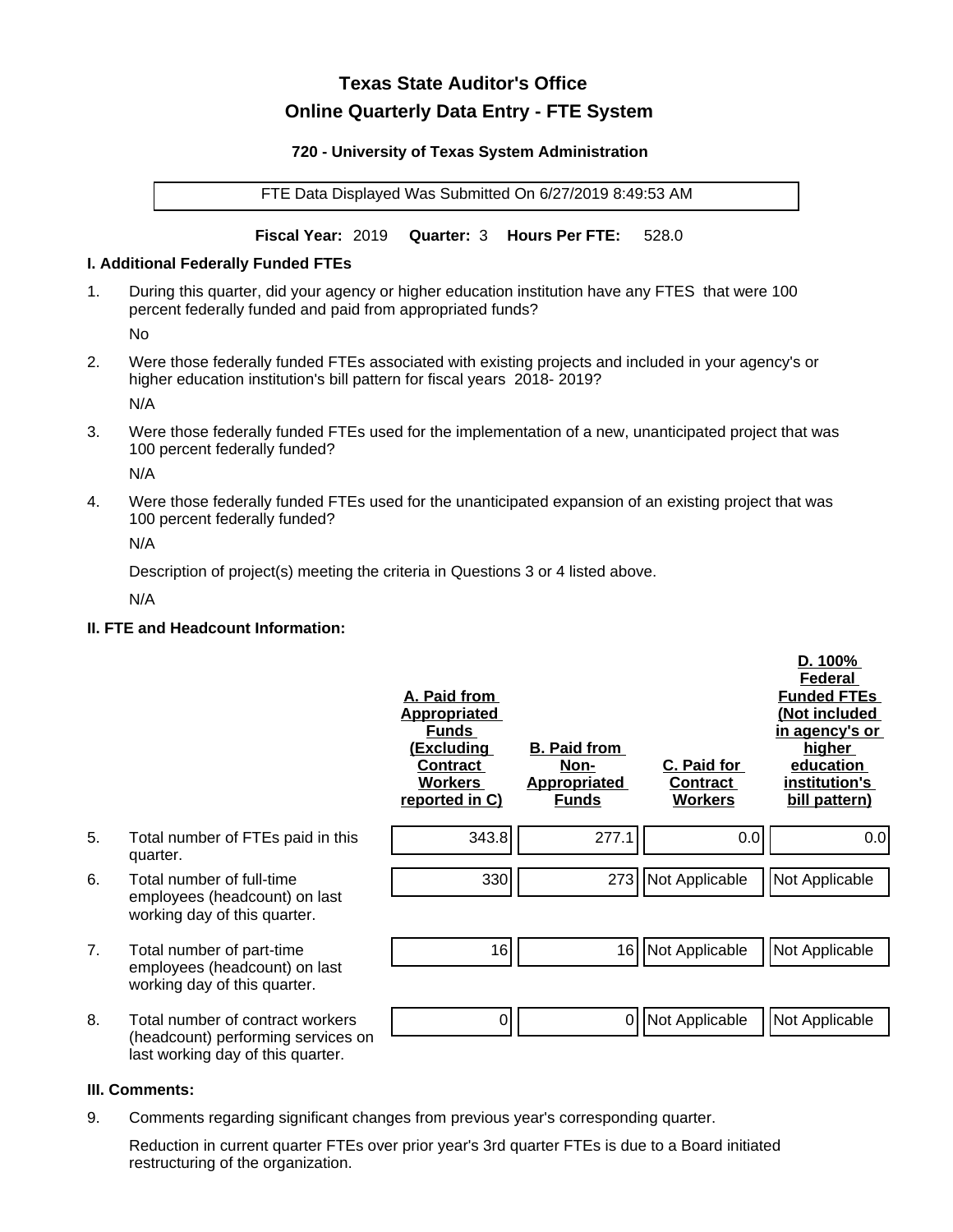# Texas State Auditor's Office

## Online Quarterly Data Entry - FTE System

### 720 - University of Texas System Administration

FTE Data Displayed Was Submitted On 6/27/2019 8:49:53 AM

**Fiscal Year:** 2019 **Quarter:** 3 **Hours Per FTE:** 528.0

### I. Additional Federally Funded FTEs

1. During this quarter, did your agency or higher education institution have any FTES that were 100 percent federally funded and paid from appropriated funds?

   No

2. Were those federally funded FTEs associated with existing projects and included in your agency's or higher education institution's bill pattern for fiscal years 2018- 2019?

   N/A

3. Were those federally funded FTEs used for the implementation of a new, unanticipated project that was 100 percent federally funded?

   N/A

4. Were those federally funded FTEs used for the unanticipated expansion of an existing project that was 100 percent federally funded?

   N/A

   Description of project(s) meeting the criteria in Questions 3 or 4 listed above.

   N/A

### II. FTE and Headcount Information:

| | | A. Paid from Appropriated Funds (Excluding Contract Workers reported in C) | B. Paid from Non-Appropriated Funds | C. Paid for Contract Workers | D. 100% Federal Funded FTEs (Not included in agency's or higher education institution's bill pattern) |
|---|---|---|---|---|---|
| 5. | Total number of FTEs paid in this quarter. | 343.8 | 277.1 | 0.0 | 0.0 |
| 6. | Total number of full-time employees (headcount) on last working day of this quarter. | 330 | 273 | Not Applicable | Not Applicable |
| 7. | Total number of part-time employees (headcount) on last working day of this quarter. | 16 | 16 | Not Applicable | Not Applicable |
| 8. | Total number of contract workers (headcount) performing services on last working day of this quarter. | 0 | 0 | Not Applicable | Not Applicable |

### III. Comments:

9. Comments regarding significant changes from previous year's corresponding quarter.

   Reduction in current quarter FTEs over prior year's 3rd quarter FTEs is due to a Board initiated restructuring of the organization.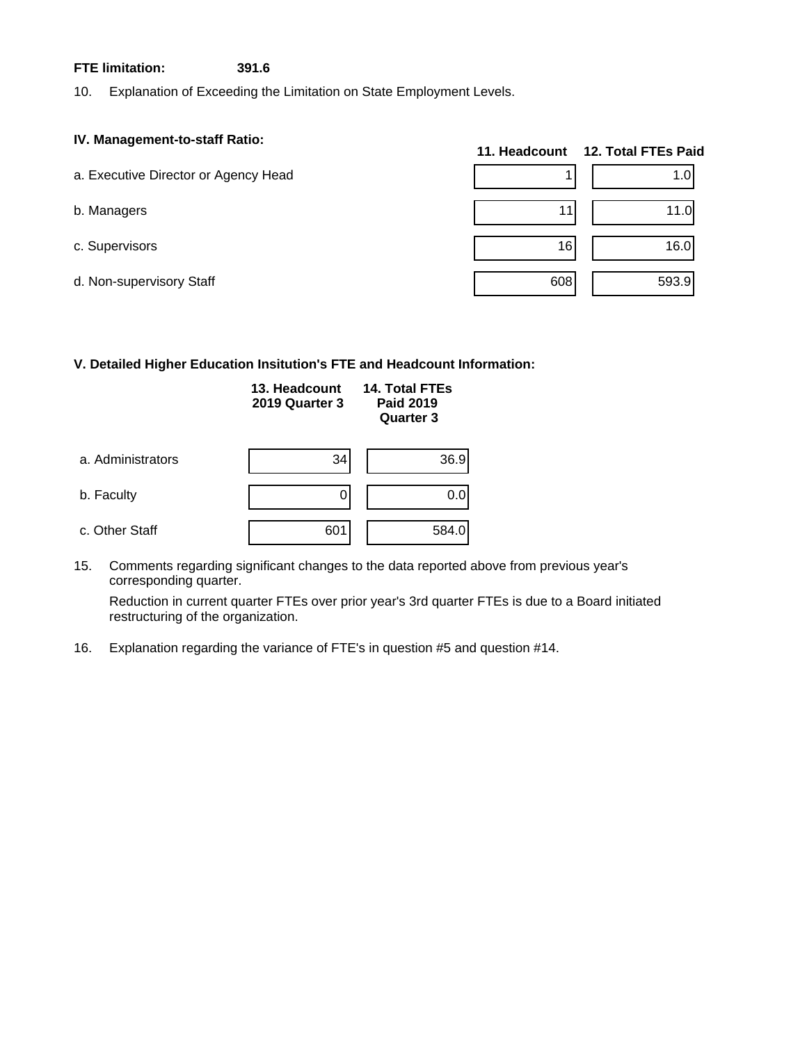**FTE limitation:** **391.6**

10. Explanation of Exceeding the Limitation on State Employment Levels.

**IV. Management-to-staff Ratio:**

| | 11. Headcount | 12. Total FTEs Paid |
| --- | --- | --- |
| a. Executive Director or Agency Head | 1 | 1.0 |
| b. Managers | 11 | 11.0 |
| c. Supervisors | 16 | 16.0 |
| d. Non-supervisory Staff | 608 | 593.9 |

**V. Detailed Higher Education Insitution's FTE and Headcount Information:**

| | 13. Headcount 2019 Quarter 3 | 14. Total FTEs Paid 2019 Quarter 3 |
| --- | --- | --- |
| a. Administrators | 34 | 36.9 |
| b. Faculty | 0 | 0.0 |
| c. Other Staff | 601 | 584.0 |

15. Comments regarding significant changes to the data reported above from previous year's corresponding quarter.

    Reduction in current quarter FTEs over prior year's 3rd quarter FTEs is due to a Board initiated restructuring of the organization.

16. Explanation regarding the variance of FTE's in question #5 and question #14.